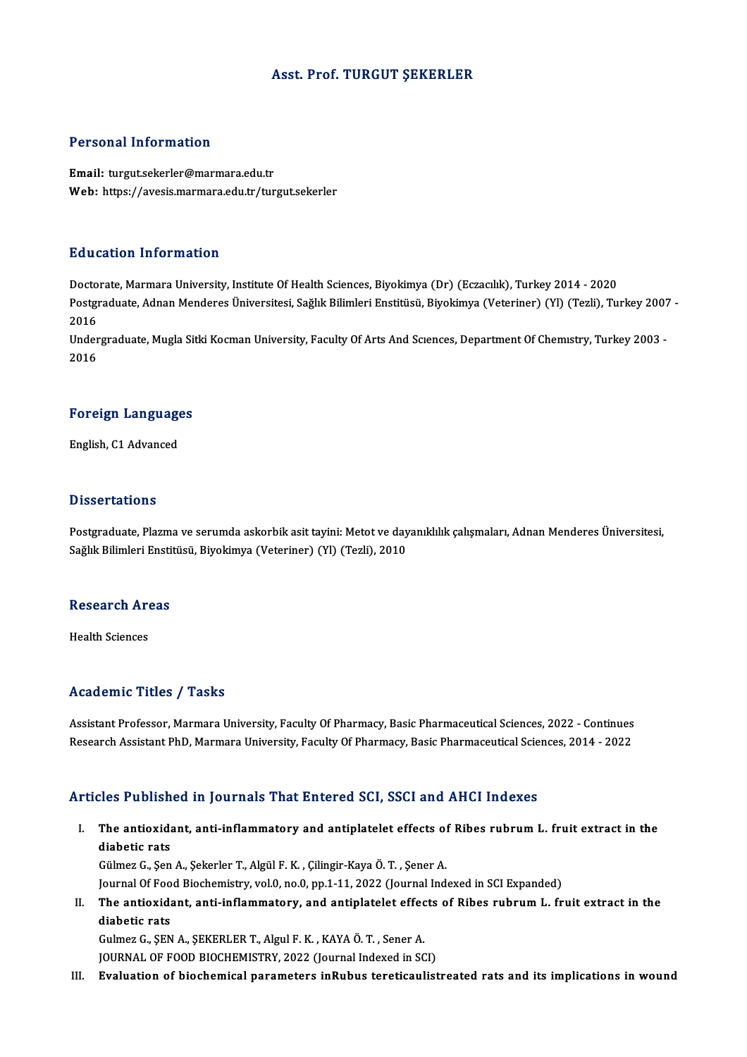# Asst. Prof. TURGUT ŞEKERLER

## Personal Information

**Email:** turgut.sekerler@marmara.edu.tr
**Web:** https://avesis.marmara.edu.tr/turgut.sekerler

## Education Information

Doctorate, Marmara University, Institute Of Health Sciences, Biyokimya (Dr) (Eczacılık), Turkey 2014 - 2020
Postgraduate, Adnan Menderes Üniversitesi, Sağlık Bilimleri Enstitüsü, Biyokimya (Veteriner) (Yl) (Tezli), Turkey 2007 - 2016
Undergraduate, Mugla Sitki Kocman University, Faculty Of Arts And Scıences, Department Of Chemıstry, Turkey 2003 - 2016

## Foreign Languages

English, C1 Advanced

## Dissertations

Postgraduate, Plazma ve serumda askorbik asit tayini: Metot ve dayanıklılık çalışmaları, Adnan Menderes Üniversitesi, Sağlık Bilimleri Enstitüsü, Biyokimya (Veteriner) (Yl) (Tezli), 2010

## Research Areas

Health Sciences

## Academic Titles / Tasks

Assistant Professor, Marmara University, Faculty Of Pharmacy, Basic Pharmaceutical Sciences, 2022 - Continues
Research Assistant PhD, Marmara University, Faculty Of Pharmacy, Basic Pharmaceutical Sciences, 2014 - 2022

## Articles Published in Journals That Entered SCI, SSCI and AHCI Indexes

I. **The antioxidant, anti-inflammatory and antiplatelet effects of Ribes rubrum L. fruit extract in the diabetic rats**
Gülmez G., Şen A., Şekerler T., Algül F. K. , Çilingir-Kaya Ö. T. , Şener A.
Journal Of Food Biochemistry, vol.0, no.0, pp.1-11, 2022 (Journal Indexed in SCI Expanded)

II. **The antioxidant, anti-inflammatory, and antiplatelet effects of Ribes rubrum L. fruit extract in the diabetic rats**
Gulmez G., ŞEN A., ŞEKERLER T., Algul F. K. , KAYA Ö. T. , Sener A.
JOURNAL OF FOOD BIOCHEMISTRY, 2022 (Journal Indexed in SCI)

III. **Evaluation of biochemical parameters inRubus tereticaulistreated rats and its implications in wound**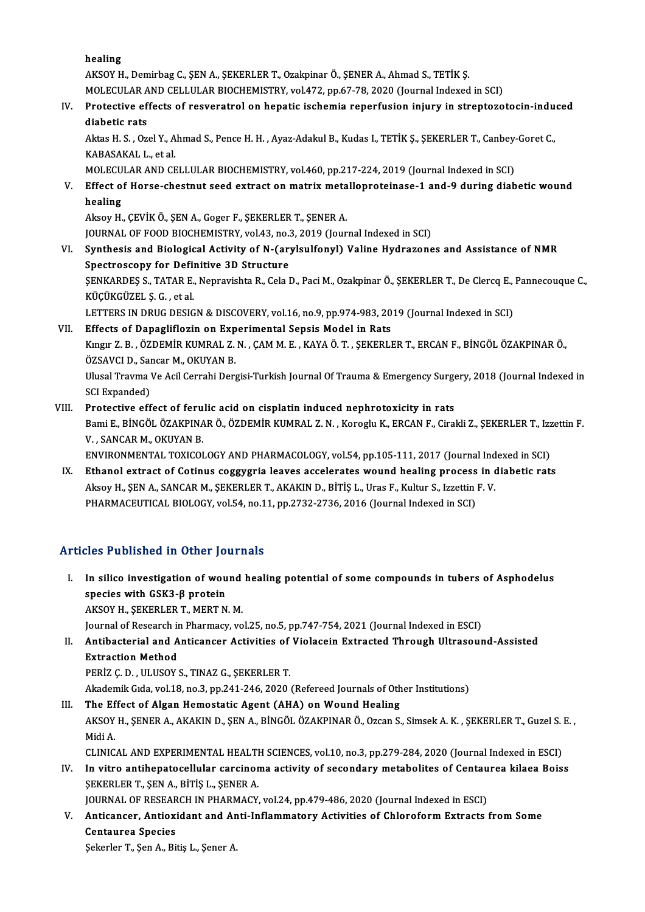healing
AKSOY H., Demirbag C., ŞEN A., ŞEKERLER T., Ozakpinar Ö., ŞENER A., Ahmad S., TETİK Ş.
MOLECULAR AND CELLULAR BIOCHEMISTRY, vol.472, pp.67-78, 2020 (Journal Indexed in SCI)

IV. **Protective effects of resveratrol on hepatic ischemia reperfusion injury in streptozotocin-induced diabetic rats**
Aktas H. S. , Ozel Y., Ahmad S., Pence H. H. , Ayaz-Adakul B., Kudas I., TETİK Ş., ŞEKERLER T., Canbey-Goret C., KABASAKAL L., et al.
MOLECULAR AND CELLULAR BIOCHEMISTRY, vol.460, pp.217-224, 2019 (Journal Indexed in SCI)

V. **Effect of Horse-chestnut seed extract on matrix metalloproteinase-1 and-9 during diabetic wound healing**
Aksoy H., ÇEVİK Ö., ŞEN A., Goger F., ŞEKERLER T., ŞENER A.
JOURNAL OF FOOD BIOCHEMISTRY, vol.43, no.3, 2019 (Journal Indexed in SCI)

VI. **Synthesis and Biological Activity of N-(arylsulfonyl) Valine Hydrazones and Assistance of NMR Spectroscopy for Definitive 3D Structure**
ŞENKARDEŞ S., TATAR E., Nepravishta R., Cela D., Paci M., Ozakpinar Ö., ŞEKERLER T., De Clercq E., Pannecouque C., KÜÇÜKGÜZEL Ş. G. , et al.
LETTERS IN DRUG DESIGN & DISCOVERY, vol.16, no.9, pp.974-983, 2019 (Journal Indexed in SCI)

VII. **Effects of Dapagliflozin on Experimental Sepsis Model in Rats**
Kıngır Z. B. , ÖZDEMİR KUMRAL Z. N. , ÇAM M. E. , KAYA Ö. T. , ŞEKERLER T., ERCAN F., BİNGÖL ÖZAKPINAR Ö., ÖZSAVCI D., Sancar M., OKUYAN B.
Ulusal Travma Ve Acil Cerrahi Dergisi-Turkish Journal Of Trauma & Emergency Surgery, 2018 (Journal Indexed in SCI Expanded)

VIII. **Protective effect of ferulic acid on cisplatin induced nephrotoxicity in rats**
Bami E., BİNGÖL ÖZAKPINAR Ö., ÖZDEMİR KUMRAL Z. N. , Koroglu K., ERCAN F., Cirakli Z., ŞEKERLER T., Izzettin F. V. , SANCAR M., OKUYAN B.
ENVIRONMENTAL TOXICOLOGY AND PHARMACOLOGY, vol.54, pp.105-111, 2017 (Journal Indexed in SCI)

IX. **Ethanol extract of Cotinus coggygria leaves accelerates wound healing process in diabetic rats**
Aksoy H., ŞEN A., SANCAR M., ŞEKERLER T., AKAKIN D., BİTİŞ L., Uras F., Kultur S., Izzettin F. V.
PHARMACEUTICAL BIOLOGY, vol.54, no.11, pp.2732-2736, 2016 (Journal Indexed in SCI)

## Articles Published in Other Journals

I. **In silico investigation of wound healing potential of some compounds in tubers of Asphodelus species with GSK3-β protein**
AKSOY H., ŞEKERLER T., MERT N. M.
Journal of Research in Pharmacy, vol.25, no.5, pp.747-754, 2021 (Journal Indexed in ESCI)

II. **Antibacterial and Anticancer Activities of Violacein Extracted Through Ultrasound-Assisted Extraction Method**
PERİZ Ç. D. , ULUSOY S., TINAZ G., ŞEKERLER T.
Akademik Gıda, vol.18, no.3, pp.241-246, 2020 (Refereed Journals of Other Institutions)

III. **The Effect of Algan Hemostatic Agent (AHA) on Wound Healing**
AKSOY H., ŞENER A., AKAKIN D., ŞEN A., BİNGÖL ÖZAKPINAR Ö., Ozcan S., Simsek A. K. , ŞEKERLER T., Guzel S. E. , Midi A.
CLINICAL AND EXPERIMENTAL HEALTH SCIENCES, vol.10, no.3, pp.279-284, 2020 (Journal Indexed in ESCI)

IV. **In vitro antihepatocellular carcinoma activity of secondary metabolites of Centaurea kilaea Boiss**
ŞEKERLER T., ŞEN A., BİTİŞ L., ŞENER A.
JOURNAL OF RESEARCH IN PHARMACY, vol.24, pp.479-486, 2020 (Journal Indexed in ESCI)

V. **Anticancer, Antioxidant and Anti-Inflammatory Activities of Chloroform Extracts from Some Centaurea Species**
Şekerler T., Şen A., Bitiş L., Şener A.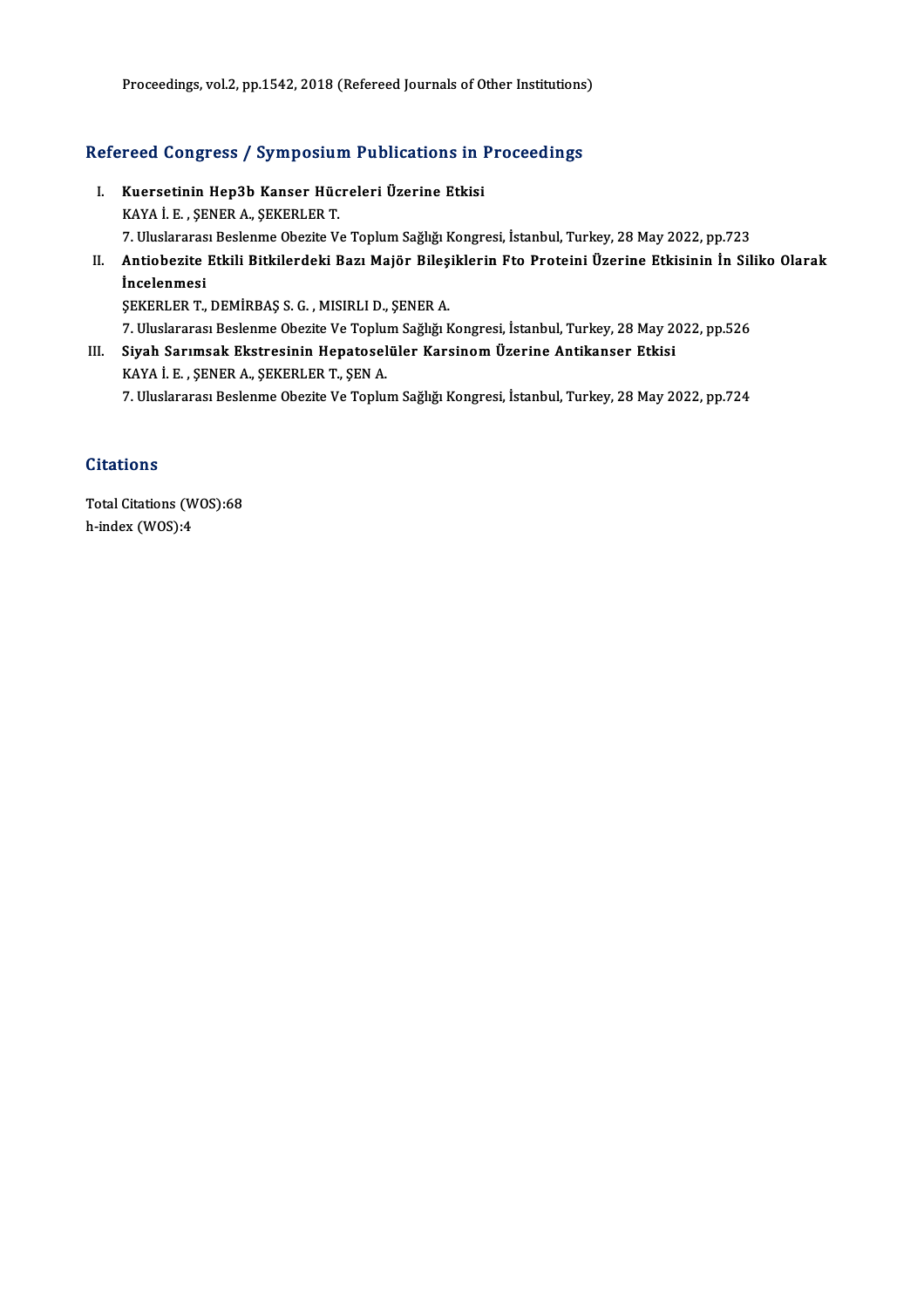Proceedings, vol.2, pp.1542, 2018 (Refereed Journals of Other Institutions)

## Refereed Congress / Symposium Publications in Proceedings

I. **Kuersetinin Hep3b Kanser Hücreleri Üzerine Etkisi**
   KAYA İ. E. , ŞENER A., ŞEKERLER T.
   7. Uluslararası Beslenme Obezite Ve Toplum Sağlığı Kongresi, İstanbul, Turkey, 28 May 2022, pp.723

II. **Antiobezite Etkili Bitkilerdeki Bazı Majör Bileşiklerin Fto Proteini Üzerine Etkisinin İn Siliko Olarak İncelenmesi**
   ŞEKERLER T., DEMİRBAŞ S. G. , MISIRLI D., ŞENER A.
   7. Uluslararası Beslenme Obezite Ve Toplum Sağlığı Kongresi, İstanbul, Turkey, 28 May 2022, pp.526

III. **Siyah Sarımsak Ekstresinin Hepatoselüler Karsinom Üzerine Antikanser Etkisi**
   KAYA İ. E. , ŞENER A., ŞEKERLER T., ŞEN A.
   7. Uluslararası Beslenme Obezite Ve Toplum Sağlığı Kongresi, İstanbul, Turkey, 28 May 2022, pp.724

## Citations

Total Citations (WOS):68
h-index (WOS):4